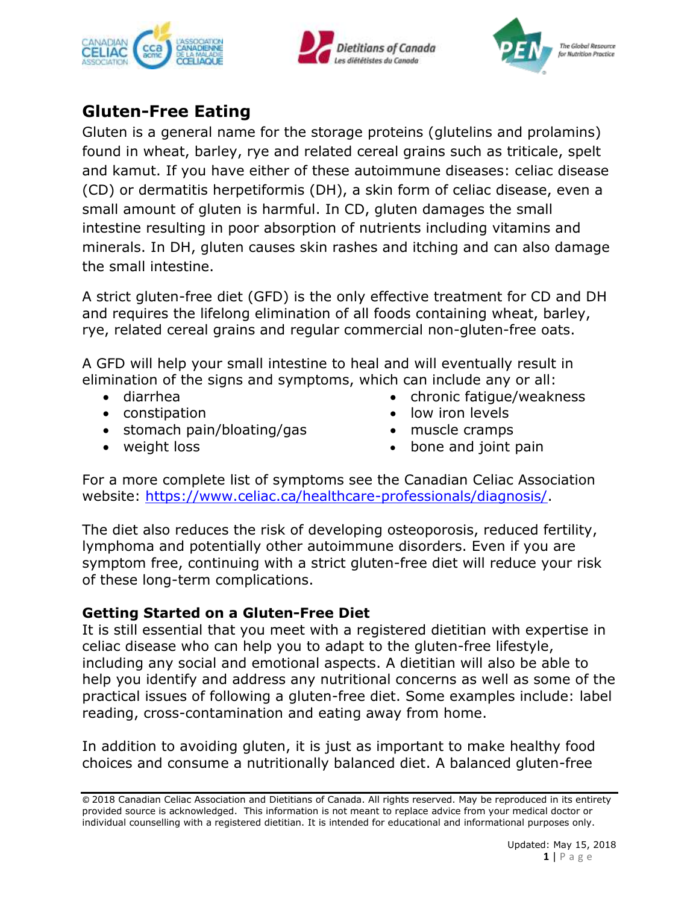# Gluten-Free Eating

Gluten is a general name for the storage proteins (glutelins and prolamins) found in wheat, barley, rye and related cereal grains such as triticale, spelt and kamut. If you have either of these autoimmune diseases: celiac disease (CD) or dermatitis herpetiformis (DH), a skin form of celiac disease, even a small amount of gluten is harmful. In CD, gluten damages the small intestine resulting in poor absorption of nutrients including vitamins and minerals. In DH, gluten causes skin rashes and itching and can also damage the small intestine.

A strict gluten-free diet (GFD) is the only effective treatment for CD and DH and requires the lifelong elimination of all foods containing wheat, barley, rye, related cereal grains and regular commercial non-gluten-free oats.

A GFD will help your small intestine to heal and will eventually result in elimination of the signs and symptoms, which can include any or all:

- diarrhea
- constipation
- stomach pain/bloating/gas
- weight loss
- chronic fatigue/weakness
- low iron levels
- muscle cramps
- bone and joint pain

For a more complete list of symptoms see the Canadian Celiac Association website: https://www.celiac.ca/healthcare-professionals/diagnosis/.

The diet also reduces the risk of developing osteoporosis, reduced fertility, lymphoma and potentially other autoimmune disorders. Even if you are symptom free, continuing with a strict gluten-free diet will reduce your risk of these long-term complications.

## Getting Started on a Gluten-Free Diet

It is still essential that you meet with a registered dietitian with expertise in celiac disease who can help you to adapt to the gluten-free lifestyle, including any social and emotional aspects. A dietitian will also be able to help you identify and address any nutritional concerns as well as some of the practical issues of following a gluten-free diet. Some examples include: label reading, cross-contamination and eating away from home.

In addition to avoiding gluten, it is just as important to make healthy food choices and consume a nutritionally balanced diet. A balanced gluten-free

© 2018 Canadian Celiac Association and Dietitians of Canada. All rights reserved. May be reproduced in its entirety provided source is acknowledged. This information is not meant to replace advice from your medical doctor or individual counselling with a registered dietitian. It is intended for educational and informational purposes only.

Updated: May 15, 2018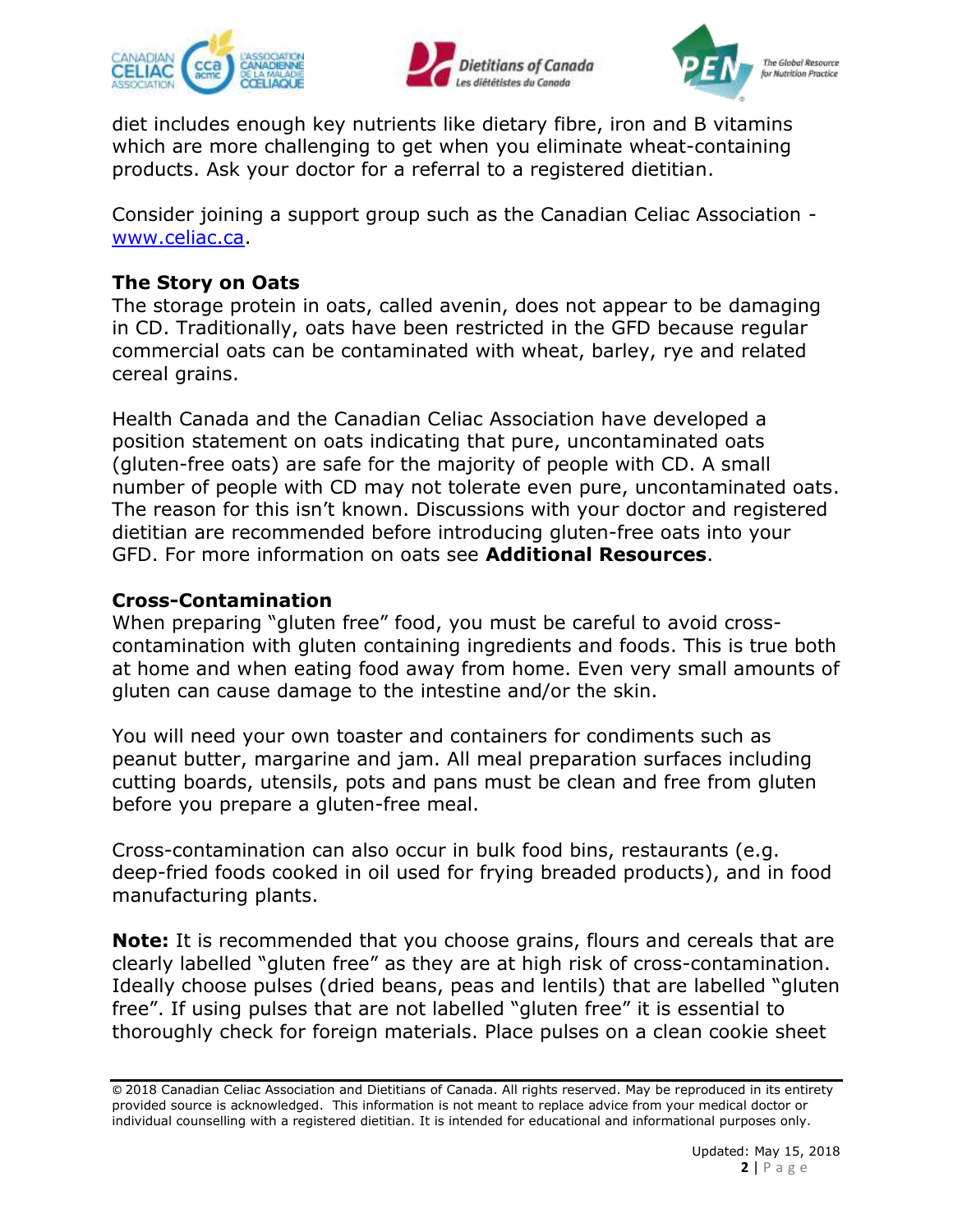diet includes enough key nutrients like dietary fibre, iron and B vitamins which are more challenging to get when you eliminate wheat-containing products. Ask your doctor for a referral to a registered dietitian.

Consider joining a support group such as the Canadian Celiac Association - www.celiac.ca.

### The Story on Oats

The storage protein in oats, called avenin, does not appear to be damaging in CD. Traditionally, oats have been restricted in the GFD because regular commercial oats can be contaminated with wheat, barley, rye and related cereal grains.

Health Canada and the Canadian Celiac Association have developed a position statement on oats indicating that pure, uncontaminated oats (gluten-free oats) are safe for the majority of people with CD. A small number of people with CD may not tolerate even pure, uncontaminated oats. The reason for this isn't known. Discussions with your doctor and registered dietitian are recommended before introducing gluten-free oats into your GFD. For more information on oats see **Additional Resources**.

### Cross-Contamination

When preparing "gluten free" food, you must be careful to avoid cross-contamination with gluten containing ingredients and foods. This is true both at home and when eating food away from home. Even very small amounts of gluten can cause damage to the intestine and/or the skin.

You will need your own toaster and containers for condiments such as peanut butter, margarine and jam. All meal preparation surfaces including cutting boards, utensils, pots and pans must be clean and free from gluten before you prepare a gluten-free meal.

Cross-contamination can also occur in bulk food bins, restaurants (e.g. deep-fried foods cooked in oil used for frying breaded products), and in food manufacturing plants.

**Note:** It is recommended that you choose grains, flours and cereals that are clearly labelled "gluten free" as they are at high risk of cross-contamination. Ideally choose pulses (dried beans, peas and lentils) that are labelled "gluten free". If using pulses that are not labelled "gluten free" it is essential to thoroughly check for foreign materials. Place pulses on a clean cookie sheet

© 2018 Canadian Celiac Association and Dietitians of Canada. All rights reserved. May be reproduced in its entirety provided source is acknowledged. This information is not meant to replace advice from your medical doctor or individual counselling with a registered dietitian. It is intended for educational and informational purposes only.

Updated: May 15, 2018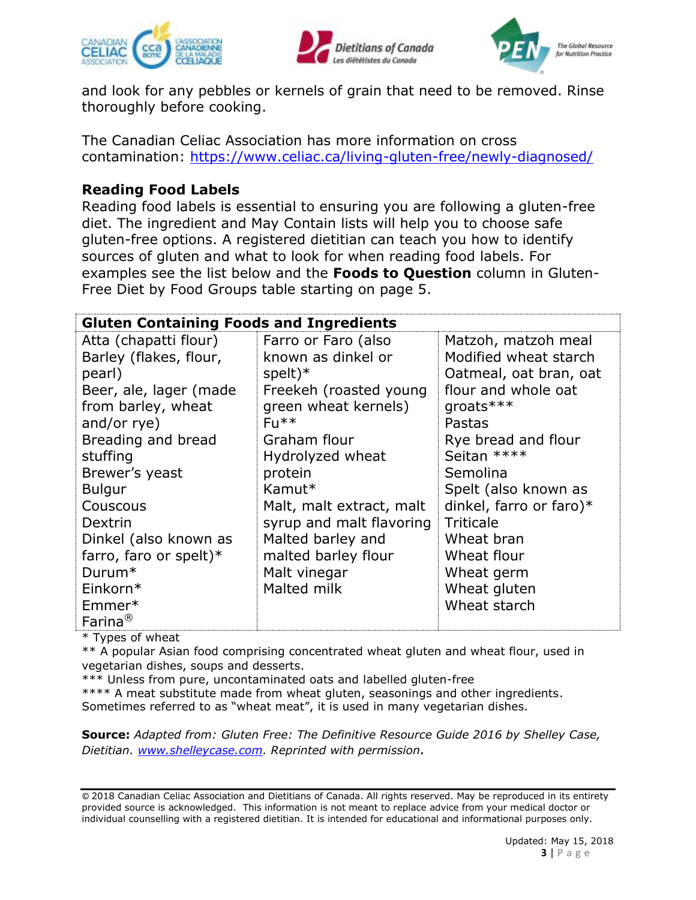and look for any pebbles or kernels of grain that need to be removed. Rinse thoroughly before cooking.

The Canadian Celiac Association has more information on cross contamination: https://www.celiac.ca/living-gluten-free/newly-diagnosed/

### Reading Food Labels

Reading food labels is essential to ensuring you are following a gluten-free diet. The ingredient and May Contain lists will help you to choose safe gluten-free options. A registered dietitian can teach you how to identify sources of gluten and what to look for when reading food labels. For examples see the list below and the **Foods to Question** column in Gluten-Free Diet by Food Groups table starting on page 5.

| **Gluten Containing Foods and Ingredients** | | |
|---|---|---|
| Atta (chapatti flour)<br>Barley (flakes, flour, pearl)<br>Beer, ale, lager (made from barley, wheat and/or rye)<br>Breading and bread stuffing<br>Brewer's yeast<br>Bulgur<br>Couscous<br>Dextrin<br>Dinkel (also known as farro, faro or spelt)*<br>Durum*<br>Einkorn*<br>Emmer*<br>Farina® | Farro or Faro (also known as dinkel or spelt)*<br>Freekeh (roasted young green wheat kernels)<br>Fu**<br>Graham flour<br>Hydrolyzed wheat protein<br>Kamut*<br>Malt, malt extract, malt syrup and malt flavoring<br>Malted barley and malted barley flour<br>Malt vinegar<br>Malted milk | Matzoh, matzoh meal<br>Modified wheat starch<br>Oatmeal, oat bran, oat flour and whole oat groats***<br>Pastas<br>Rye bread and flour<br>Seitan ****<br>Semolina<br>Spelt (also known as dinkel, farro or faro)*<br>Triticale<br>Wheat bran<br>Wheat flour<br>Wheat germ<br>Wheat gluten<br>Wheat starch |

\* Types of wheat
** A popular Asian food comprising concentrated wheat gluten and wheat flour, used in vegetarian dishes, soups and desserts.
*** Unless from pure, uncontaminated oats and labelled gluten-free
**** A meat substitute made from wheat gluten, seasonings and other ingredients. Sometimes referred to as "wheat meat", it is used in many vegetarian dishes.

**Source:** *Adapted from: Gluten Free: The Definitive Resource Guide 2016 by Shelley Case, Dietitian. www.shelleycase.com. Reprinted with permission.*

© 2018 Canadian Celiac Association and Dietitians of Canada. All rights reserved. May be reproduced in its entirety provided source is acknowledged. This information is not meant to replace advice from your medical doctor or individual counselling with a registered dietitian. It is intended for educational and informational purposes only.

Updated: May 15, 2018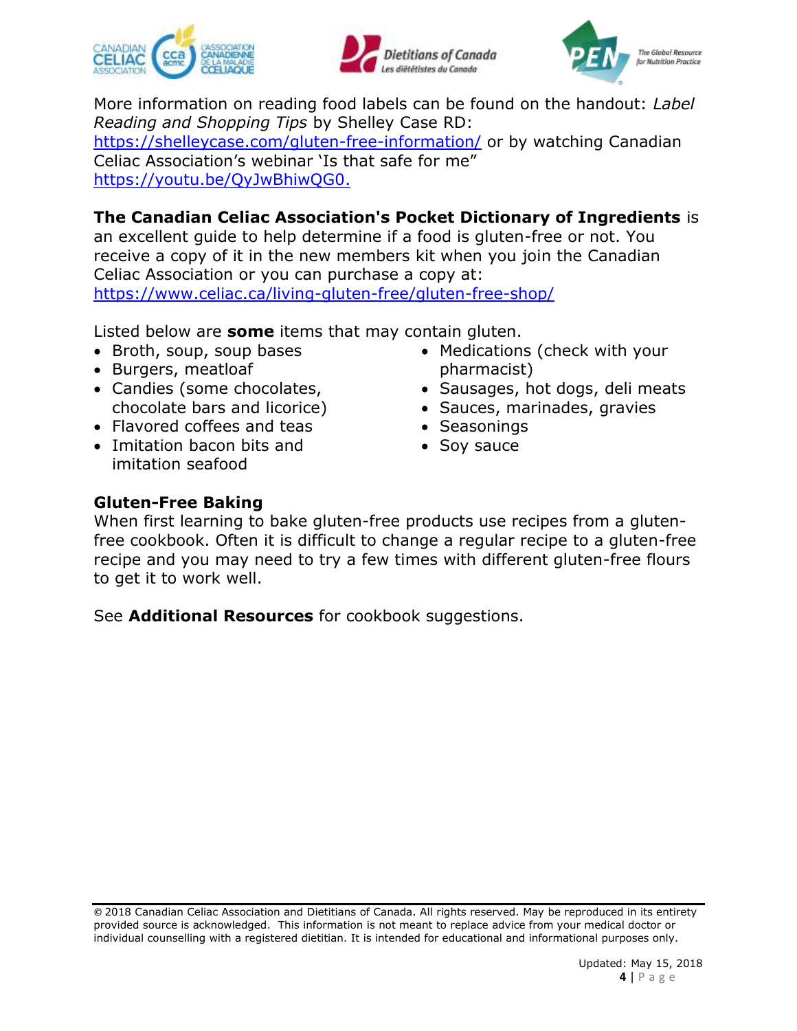More information on reading food labels can be found on the handout: *Label Reading and Shopping Tips* by Shelley Case RD: https://shelleycase.com/gluten-free-information/ or by watching Canadian Celiac Association's webinar 'Is that safe for me" https://youtu.be/QyJwBhiwQG0.

**The Canadian Celiac Association's Pocket Dictionary of Ingredients** is an excellent guide to help determine if a food is gluten-free or not. You receive a copy of it in the new members kit when you join the Canadian Celiac Association or you can purchase a copy at: https://www.celiac.ca/living-gluten-free/gluten-free-shop/

Listed below are **some** items that may contain gluten.

- Broth, soup, soup bases
- Burgers, meatloaf
- Candies (some chocolates, chocolate bars and licorice)
- Flavored coffees and teas
- Imitation bacon bits and imitation seafood
- Medications (check with your pharmacist)
- Sausages, hot dogs, deli meats
- Sauces, marinades, gravies
- Seasonings
- Soy sauce

### Gluten-Free Baking

When first learning to bake gluten-free products use recipes from a gluten-free cookbook. Often it is difficult to change a regular recipe to a gluten-free recipe and you may need to try a few times with different gluten-free flours to get it to work well.

See **Additional Resources** for cookbook suggestions.

© 2018 Canadian Celiac Association and Dietitians of Canada. All rights reserved. May be reproduced in its entirety provided source is acknowledged. This information is not meant to replace advice from your medical doctor or individual counselling with a registered dietitian. It is intended for educational and informational purposes only.

Updated: May 15, 2018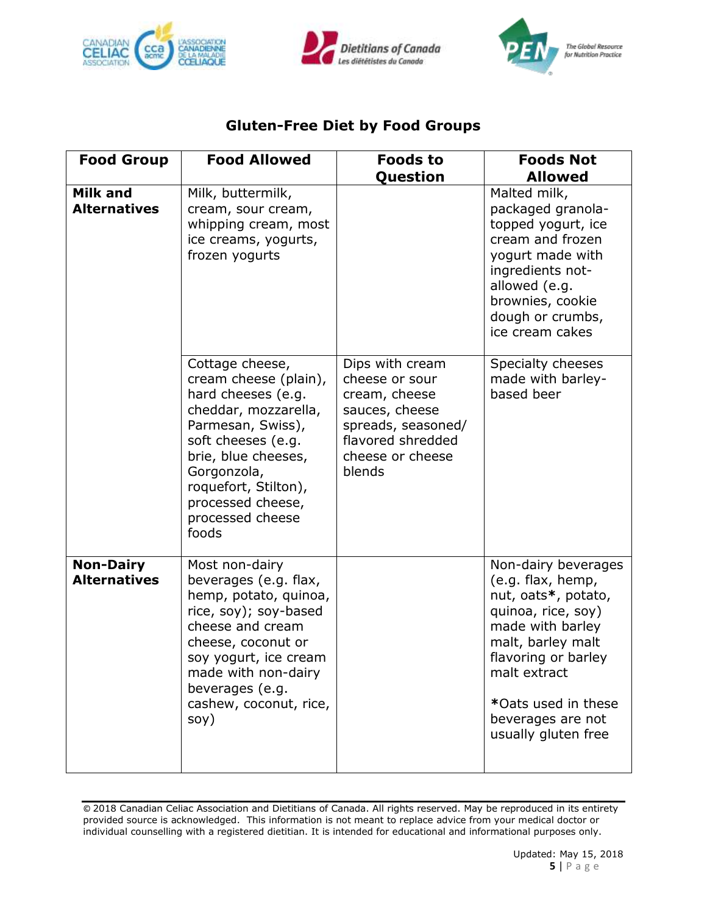## Gluten-Free Diet by Food Groups

| Food Group | Food Allowed | Foods to Question | Foods Not Allowed |
|---|---|---|---|
| **Milk and Alternatives** | Milk, buttermilk, cream, sour cream, whipping cream, most ice creams, yogurts, frozen yogurts | | Malted milk, packaged granola-topped yogurt, ice cream and frozen yogurt made with ingredients not-allowed (e.g. brownies, cookie dough or crumbs, ice cream cakes |
| | Cottage cheese, cream cheese (plain), hard cheeses (e.g. cheddar, mozzarella, Parmesan, Swiss), soft cheeses (e.g. brie, blue cheeses, Gorgonzola, roquefort, Stilton), processed cheese, processed cheese foods | Dips with cream cheese or sour cream, cheese sauces, cheese spreads, seasoned/ flavored shredded cheese or cheese blends | Specialty cheeses made with barley-based beer |
| **Non-Dairy Alternatives** | Most non-dairy beverages (e.g. flax, hemp, potato, quinoa, rice, soy); soy-based cheese and cream cheese, coconut or soy yogurt, ice cream made with non-dairy beverages (e.g. cashew, coconut, rice, soy) | | Non-dairy beverages (e.g. flax, hemp, nut, oats**\***, potato, quinoa, rice, soy) made with barley malt, barley malt flavoring or barley malt extract<br><br>**\***Oats used in these beverages are not usually gluten free |

© 2018 Canadian Celiac Association and Dietitians of Canada. All rights reserved. May be reproduced in its entirety provided source is acknowledged. This information is not meant to replace advice from your medical doctor or individual counselling with a registered dietitian. It is intended for educational and informational purposes only.

Updated: May 15, 2018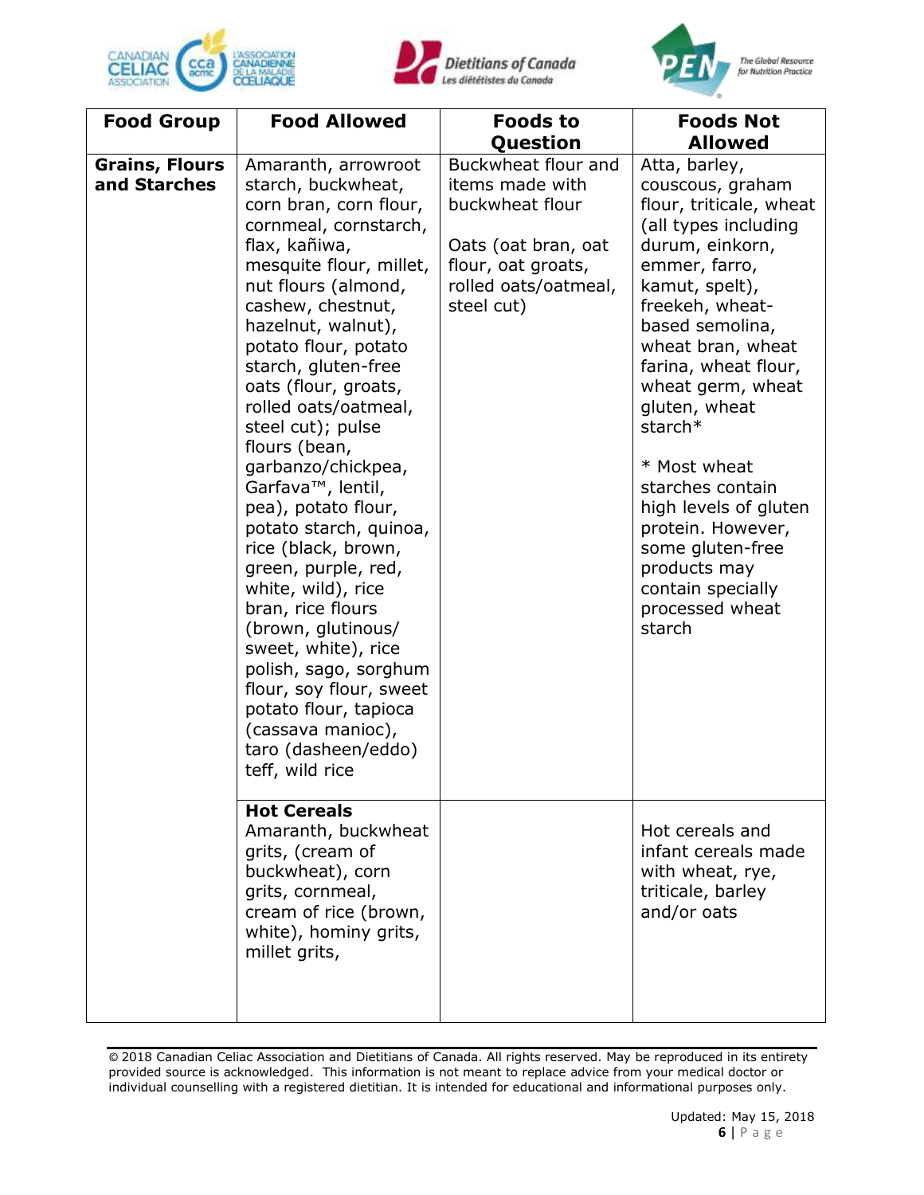| Food Group | Food Allowed | Foods to Question | Foods Not Allowed |
|---|---|---|---|
| **Grains, Flours and Starches** | Amaranth, arrowroot starch, buckwheat, corn bran, corn flour, cornmeal, cornstarch, flax, kañiwa, mesquite flour, millet, nut flours (almond, cashew, chestnut, hazelnut, walnut), potato flour, potato starch, gluten-free oats (flour, groats, rolled oats/oatmeal, steel cut); pulse flours (bean, garbanzo/chickpea, Garfava™, lentil, pea), potato flour, potato starch, quinoa, rice (black, brown, green, purple, red, white, wild), rice bran, rice flours (brown, glutinous/ sweet, white), rice polish, sago, sorghum flour, soy flour, sweet potato flour, tapioca (cassava manioc), taro (dasheen/eddo) teff, wild rice | Buckwheat flour and items made with buckwheat flour<br><br>Oats (oat bran, oat flour, oat groats, rolled oats/oatmeal, steel cut) | Atta, barley, couscous, graham flour, triticale, wheat (all types including durum, einkorn, emmer, farro, kamut, spelt), freekeh, wheat-based semolina, wheat bran, wheat farina, wheat flour, wheat germ, wheat gluten, wheat starch*<br><br>* Most wheat starches contain high levels of gluten protein. However, some gluten-free products may contain specially processed wheat starch |
| | **Hot Cereals**<br>Amaranth, buckwheat grits, (cream of buckwheat), corn grits, cornmeal, cream of rice (brown, white), hominy grits, millet grits, | | Hot cereals and infant cereals made with wheat, rye, triticale, barley and/or oats |

© 2018 Canadian Celiac Association and Dietitians of Canada. All rights reserved. May be reproduced in its entirety provided source is acknowledged. This information is not meant to replace advice from your medical doctor or individual counselling with a registered dietitian. It is intended for educational and informational purposes only.

Updated: May 15, 2018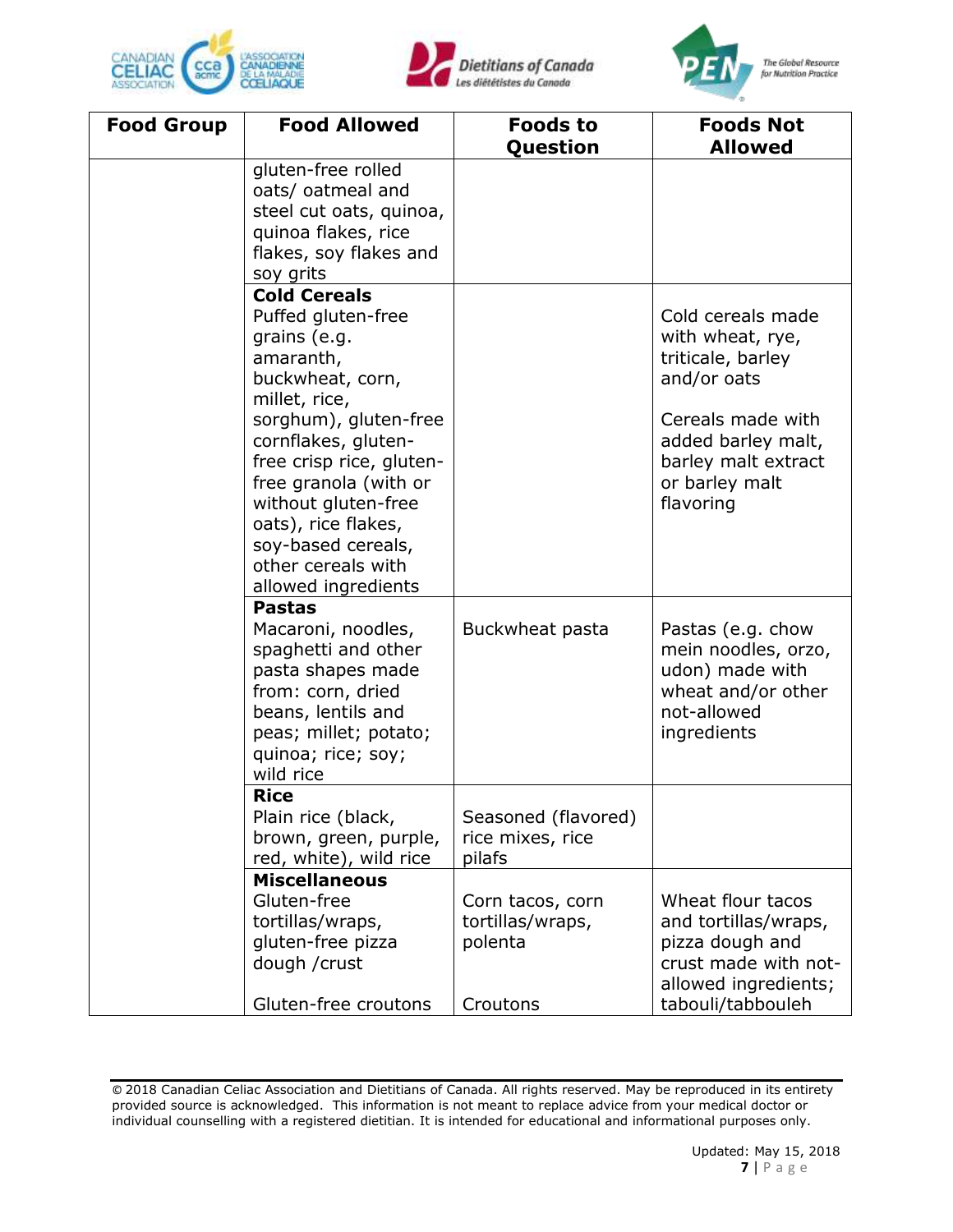| Food Group | Food Allowed | Foods to Question | Foods Not Allowed |
|---|---|---|---|
| | gluten-free rolled oats/ oatmeal and steel cut oats, quinoa, quinoa flakes, rice flakes, soy flakes and soy grits | | |
| | **Cold Cereals** Puffed gluten-free grains (e.g. amaranth, buckwheat, corn, millet, rice, sorghum), gluten-free cornflakes, gluten-free crisp rice, gluten-free granola (with or without gluten-free oats), rice flakes, soy-based cereals, other cereals with allowed ingredients | | Cold cereals made with wheat, rye, triticale, barley and/or oats<br><br>Cereals made with added barley malt, barley malt extract or barley malt flavoring |
| | **Pastas** Macaroni, noodles, spaghetti and other pasta shapes made from: corn, dried beans, lentils and peas; millet; potato; quinoa; rice; soy; wild rice | Buckwheat pasta | Pastas (e.g. chow mein noodles, orzo, udon) made with wheat and/or other not-allowed ingredients |
| | **Rice** Plain rice (black, brown, green, purple, red, white), wild rice | Seasoned (flavored) rice mixes, rice pilafs | |
| | **Miscellaneous** Gluten-free tortillas/wraps, gluten-free pizza dough /crust<br><br>Gluten-free croutons | Corn tacos, corn tortillas/wraps, polenta<br><br>Croutons | Wheat flour tacos and tortillas/wraps, pizza dough and crust made with not-allowed ingredients; tabouli/tabbouleh |

© 2018 Canadian Celiac Association and Dietitians of Canada. All rights reserved. May be reproduced in its entirety provided source is acknowledged. This information is not meant to replace advice from your medical doctor or individual counselling with a registered dietitian. It is intended for educational and informational purposes only.

Updated: May 15, 2018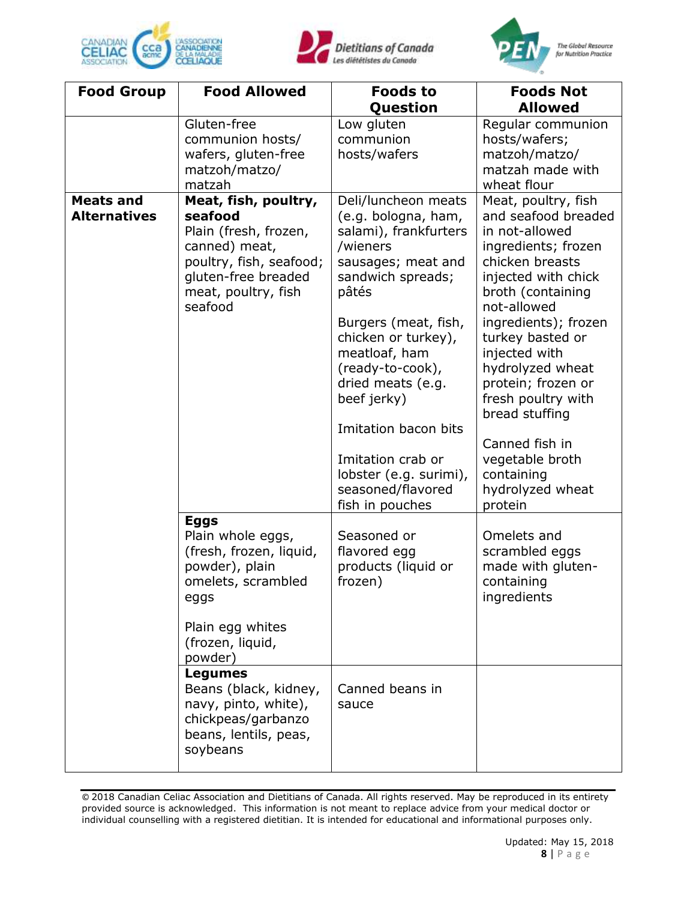| Food Group | Food Allowed | Foods to Question | Foods Not Allowed |
|---|---|---|---|
| | Gluten-free communion hosts/ wafers, gluten-free matzoh/matzo/ matzah | Low gluten communion hosts/wafers | Regular communion hosts/wafers; matzoh/matzo/ matzah made with wheat flour |
| **Meats and Alternatives** | **Meat, fish, poultry, seafood** Plain (fresh, frozen, canned) meat, poultry, fish, seafood; gluten-free breaded meat, poultry, fish seafood | Deli/luncheon meats (e.g. bologna, ham, salami), frankfurters /wieners sausages; meat and sandwich spreads; pâtés<br><br>Burgers (meat, fish, chicken or turkey), meatloaf, ham (ready-to-cook), dried meats (e.g. beef jerky)<br><br>Imitation bacon bits<br><br>Imitation crab or lobster (e.g. surimi), seasoned/flavored fish in pouches | Meat, poultry, fish and seafood breaded in not-allowed ingredients; frozen chicken breasts injected with chick broth (containing not-allowed ingredients); frozen turkey basted or injected with hydrolyzed wheat protein; frozen or fresh poultry with bread stuffing<br><br>Canned fish in vegetable broth containing hydrolyzed wheat protein |
| | **Eggs** Plain whole eggs, (fresh, frozen, liquid, powder), plain omelets, scrambled eggs<br><br>Plain egg whites (frozen, liquid, powder) | Seasoned or flavored egg products (liquid or frozen) | Omelets and scrambled eggs made with gluten-containing ingredients |
| | **Legumes** Beans (black, kidney, navy, pinto, white), chickpeas/garbanzo beans, lentils, peas, soybeans | Canned beans in sauce | |

© 2018 Canadian Celiac Association and Dietitians of Canada. All rights reserved. May be reproduced in its entirety provided source is acknowledged. This information is not meant to replace advice from your medical doctor or individual counselling with a registered dietitian. It is intended for educational and informational purposes only.

Updated: May 15, 2018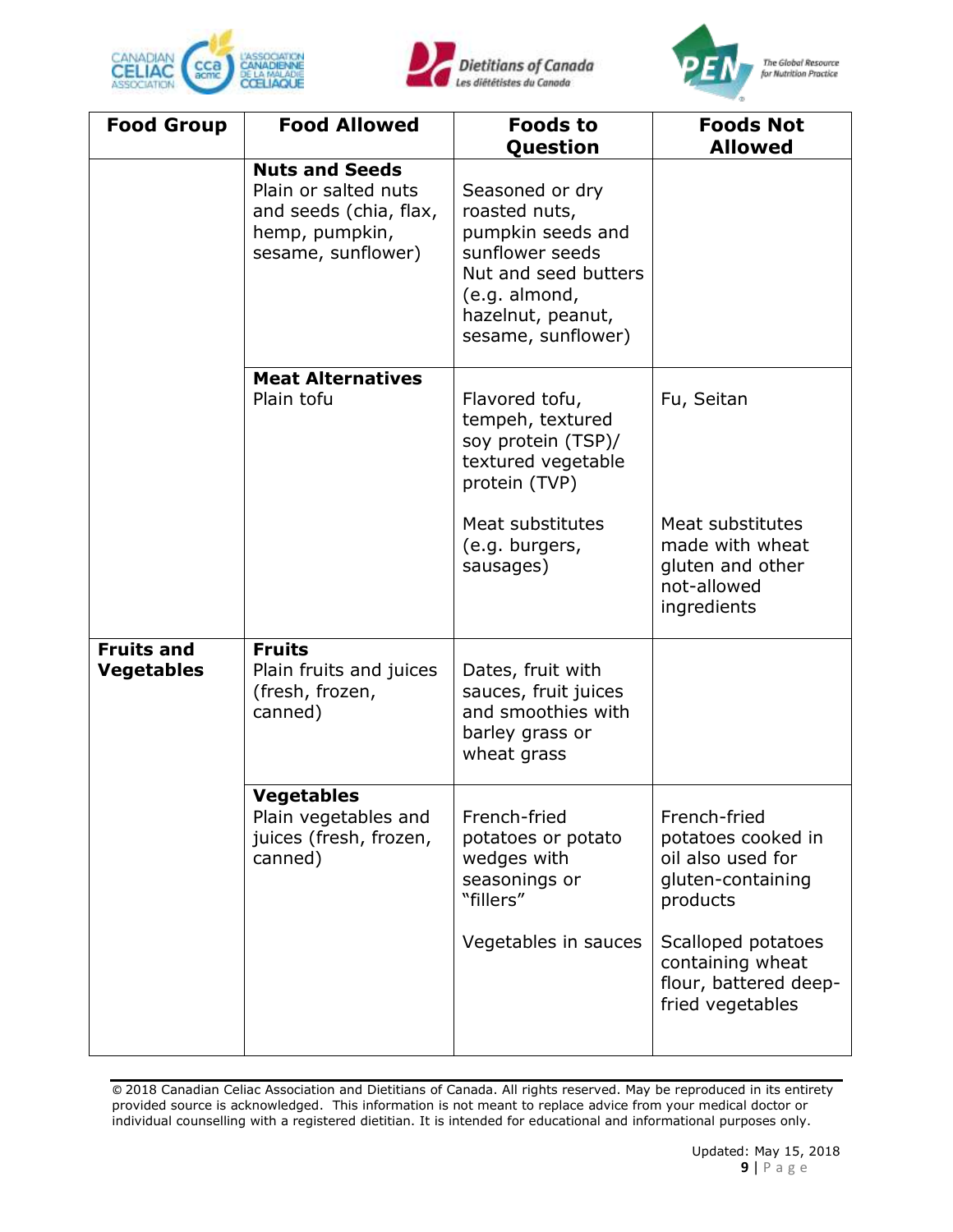| Food Group | Food Allowed | Foods to Question | Foods Not Allowed |
|---|---|---|---|
| | **Nuts and Seeds**<br>Plain or salted nuts and seeds (chia, flax, hemp, pumpkin, sesame, sunflower) | Seasoned or dry roasted nuts, pumpkin seeds and sunflower seeds<br>Nut and seed butters (e.g. almond, hazelnut, peanut, sesame, sunflower) | |
| | **Meat Alternatives**<br>Plain tofu | Flavored tofu, tempeh, textured soy protein (TSP)/ textured vegetable protein (TVP)<br><br>Meat substitutes (e.g. burgers, sausages) | Fu, Seitan<br><br>Meat substitutes made with wheat gluten and other not-allowed ingredients |
| **Fruits and Vegetables** | **Fruits**<br>Plain fruits and juices (fresh, frozen, canned) | Dates, fruit with sauces, fruit juices and smoothies with barley grass or wheat grass | |
| | **Vegetables**<br>Plain vegetables and juices (fresh, frozen, canned) | French-fried potatoes or potato wedges with seasonings or "fillers"<br><br>Vegetables in sauces | French-fried potatoes cooked in oil also used for gluten-containing products<br><br>Scalloped potatoes containing wheat flour, battered deep-fried vegetables |

© 2018 Canadian Celiac Association and Dietitians of Canada. All rights reserved. May be reproduced in its entirety provided source is acknowledged. This information is not meant to replace advice from your medical doctor or individual counselling with a registered dietitian. It is intended for educational and informational purposes only.

Updated: May 15, 2018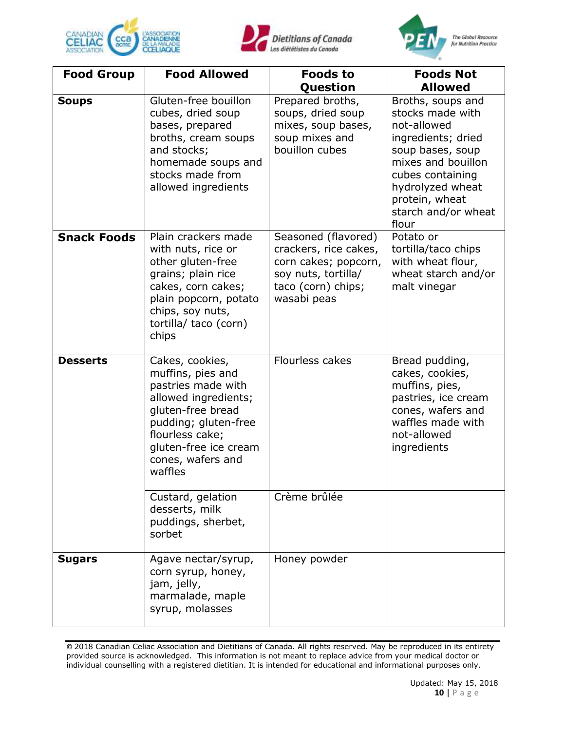| Food Group | Food Allowed | Foods to Question | Foods Not Allowed |
|---|---|---|---|
| **Soups** | Gluten-free bouillon cubes, dried soup bases, prepared broths, cream soups and stocks; homemade soups and stocks made from allowed ingredients | Prepared broths, soups, dried soup mixes, soup bases, soup mixes and bouillon cubes | Broths, soups and stocks made with not-allowed ingredients; dried soup bases, soup mixes and bouillon cubes containing hydrolyzed wheat protein, wheat starch and/or wheat flour |
| **Snack Foods** | Plain crackers made with nuts, rice or other gluten-free grains; plain rice cakes, corn cakes; plain popcorn, potato chips, soy nuts, tortilla/ taco (corn) chips | Seasoned (flavored) crackers, rice cakes, corn cakes; popcorn, soy nuts, tortilla/ taco (corn) chips; wasabi peas | Potato or tortilla/taco chips with wheat flour, wheat starch and/or malt vinegar |
| **Desserts** | Cakes, cookies, muffins, pies and pastries made with allowed ingredients; gluten-free bread pudding; gluten-free flourless cake; gluten-free ice cream cones, wafers and waffles | Flourless cakes | Bread pudding, cakes, cookies, muffins, pies, pastries, ice cream cones, wafers and waffles made with not-allowed ingredients |
| | Custard, gelation desserts, milk puddings, sherbet, sorbet | Crème brûlée | |
| **Sugars** | Agave nectar/syrup, corn syrup, honey, jam, jelly, marmalade, maple syrup, molasses | Honey powder | |

© 2018 Canadian Celiac Association and Dietitians of Canada. All rights reserved. May be reproduced in its entirety provided source is acknowledged. This information is not meant to replace advice from your medical doctor or individual counselling with a registered dietitian. It is intended for educational and informational purposes only.

Updated: May 15, 2018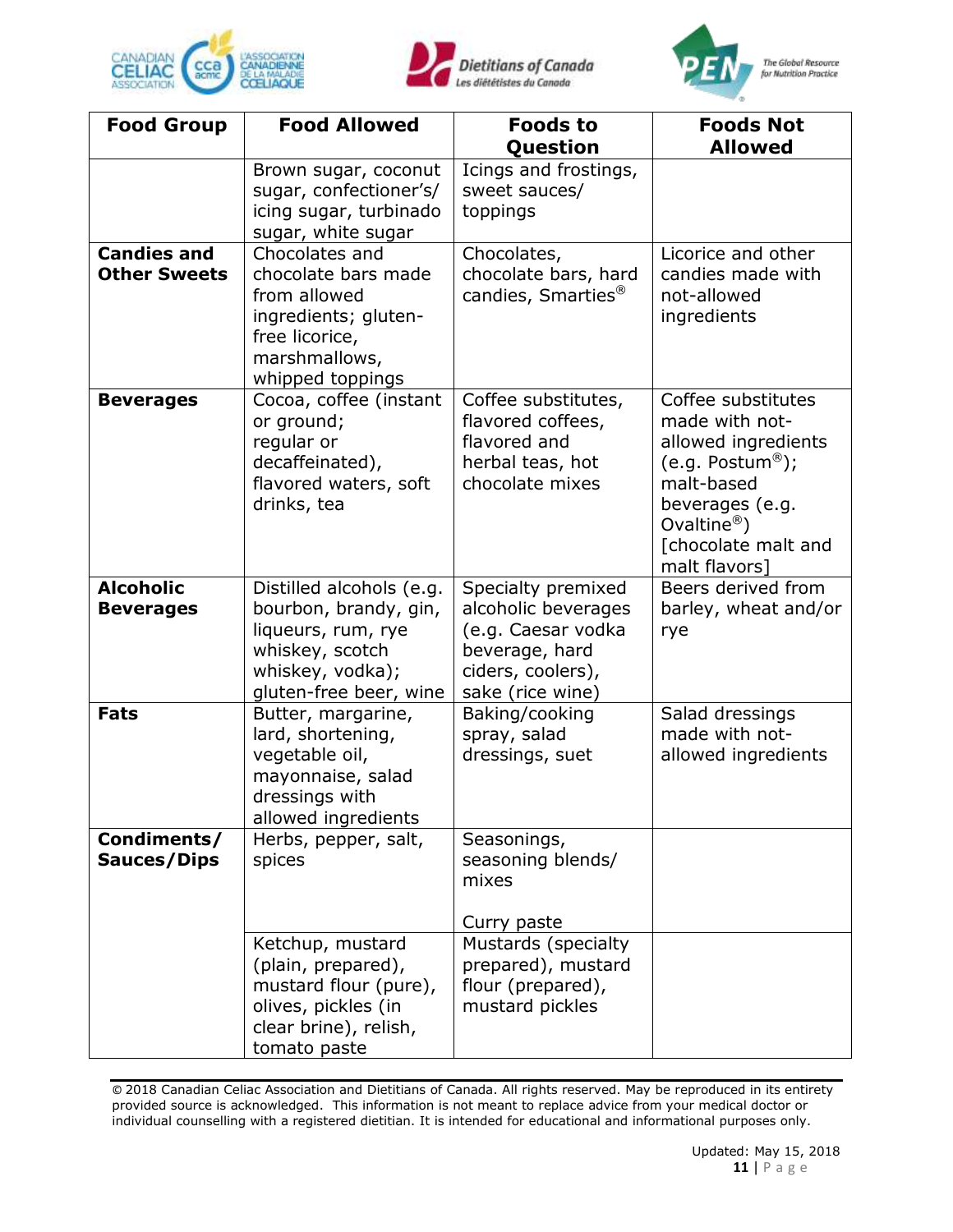| Food Group | Food Allowed | Foods to Question | Foods Not Allowed |
|---|---|---|---|
| | Brown sugar, coconut sugar, confectioner's/ icing sugar, turbinado sugar, white sugar | Icings and frostings, sweet sauces/ toppings | |
| **Candies and Other Sweets** | Chocolates and chocolate bars made from allowed ingredients; gluten-free licorice, marshmallows, whipped toppings | Chocolates, chocolate bars, hard candies, Smarties® | Licorice and other candies made with not-allowed ingredients |
| **Beverages** | Cocoa, coffee (instant or ground; regular or decaffeinated), flavored waters, soft drinks, tea | Coffee substitutes, flavored coffees, flavored and herbal teas, hot chocolate mixes | Coffee substitutes made with not-allowed ingredients (e.g. Postum®); malt-based beverages (e.g. Ovaltine®) [chocolate malt and malt flavors] |
| **Alcoholic Beverages** | Distilled alcohols (e.g. bourbon, brandy, gin, liqueurs, rum, rye whiskey, scotch whiskey, vodka); gluten-free beer, wine | Specialty premixed alcoholic beverages (e.g. Caesar vodka beverage, hard ciders, coolers), sake (rice wine) | Beers derived from barley, wheat and/or rye |
| **Fats** | Butter, margarine, lard, shortening, vegetable oil, mayonnaise, salad dressings with allowed ingredients | Baking/cooking spray, salad dressings, suet | Salad dressings made with not-allowed ingredients |
| **Condiments/ Sauces/Dips** | Herbs, pepper, salt, spices | Seasonings, seasoning blends/ mixes<br><br>Curry paste | |
| | Ketchup, mustard (plain, prepared), mustard flour (pure), olives, pickles (in clear brine), relish, tomato paste | Mustards (specialty prepared), mustard flour (prepared), mustard pickles | |

© 2018 Canadian Celiac Association and Dietitians of Canada. All rights reserved. May be reproduced in its entirety provided source is acknowledged. This information is not meant to replace advice from your medical doctor or individual counselling with a registered dietitian. It is intended for educational and informational purposes only.

Updated: May 15, 2018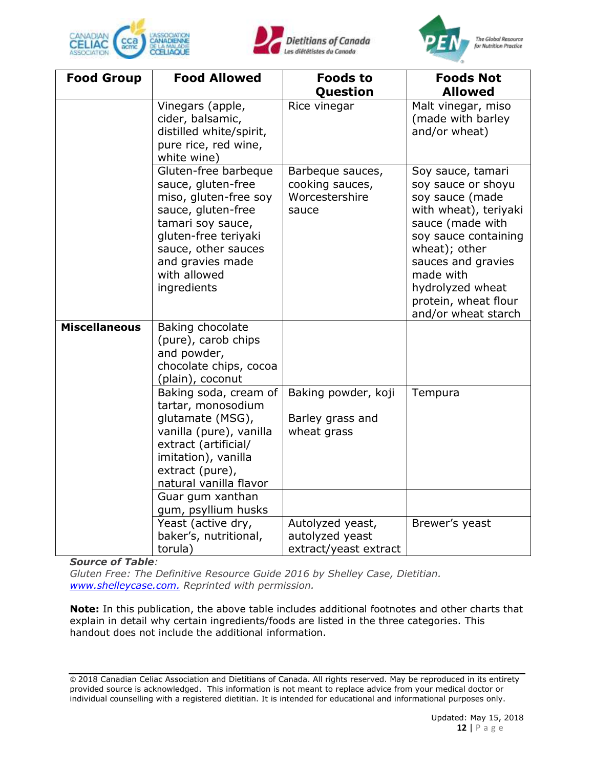| Food Group | Food Allowed | Foods to Question | Foods Not Allowed |
|---|---|---|---|
| | Vinegars (apple, cider, balsamic, distilled white/spirit, pure rice, red wine, white wine) | Rice vinegar | Malt vinegar, miso (made with barley and/or wheat) |
| | Gluten-free barbeque sauce, gluten-free miso, gluten-free soy sauce, gluten-free tamari soy sauce, gluten-free teriyaki sauce, other sauces and gravies made with allowed ingredients | Barbeque sauces, cooking sauces, Worcestershire sauce | Soy sauce, tamari soy sauce or shoyu soy sauce (made with wheat), teriyaki sauce (made with soy sauce containing wheat); other sauces and gravies made with hydrolyzed wheat protein, wheat flour and/or wheat starch |
| **Miscellaneous** | Baking chocolate (pure), carob chips and powder, chocolate chips, cocoa (plain), coconut | | |
| | Baking soda, cream of tartar, monosodium glutamate (MSG), vanilla (pure), vanilla extract (artificial/ imitation), vanilla extract (pure), natural vanilla flavor | Baking powder, koji<br><br>Barley grass and wheat grass | Tempura |
| | Guar gum xanthan gum, psyllium husks | | |
| | Yeast (active dry, baker's, nutritional, torula) | Autolyzed yeast, autolyzed yeast extract/yeast extract | Brewer's yeast |

***Source of Table**:*
*Gluten Free: The Definitive Resource Guide 2016 by Shelley Case, Dietitian. www.shelleycase.com. Reprinted with permission.*

**Note:** In this publication, the above table includes additional footnotes and other charts that explain in detail why certain ingredients/foods are listed in the three categories. This handout does not include the additional information.

© 2018 Canadian Celiac Association and Dietitians of Canada. All rights reserved. May be reproduced in its entirety provided source is acknowledged. This information is not meant to replace advice from your medical doctor or individual counselling with a registered dietitian. It is intended for educational and informational purposes only.

Updated: May 15, 2018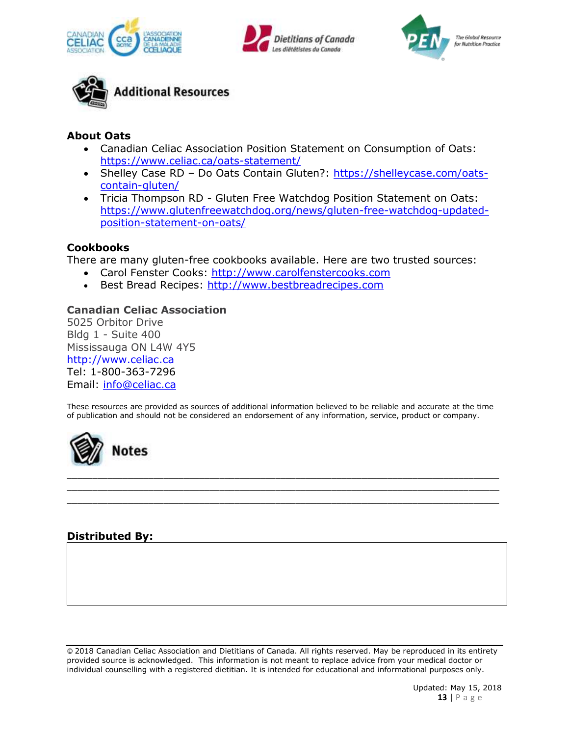## Additional Resources

### About Oats

- Canadian Celiac Association Position Statement on Consumption of Oats: https://www.celiac.ca/oats-statement/
- Shelley Case RD – Do Oats Contain Gluten?: https://shelleycase.com/oats-contain-gluten/
- Tricia Thompson RD - Gluten Free Watchdog Position Statement on Oats: https://www.glutenfreewatchdog.org/news/gluten-free-watchdog-updated-position-statement-on-oats/

### Cookbooks

There are many gluten-free cookbooks available. Here are two trusted sources:

- Carol Fenster Cooks: http://www.carolfenstercooks.com
- Best Bread Recipes: http://www.bestbreadrecipes.com

### Canadian Celiac Association

5025 Orbitor Drive
Bldg 1 - Suite 400
Mississauga ON L4W 4Y5
http://www.celiac.ca
Tel: 1-800-363-7296
Email: info@celiac.ca

These resources are provided as sources of additional information believed to be reliable and accurate at the time of publication and should not be considered an endorsement of any information, service, product or company.

## Notes

______________________________________________________________________
______________________________________________________________________
______________________________________________________________________

**Distributed By:**

© 2018 Canadian Celiac Association and Dietitians of Canada. All rights reserved. May be reproduced in its entirety provided source is acknowledged. This information is not meant to replace advice from your medical doctor or individual counselling with a registered dietitian. It is intended for educational and informational purposes only.

Updated: May 15, 2018